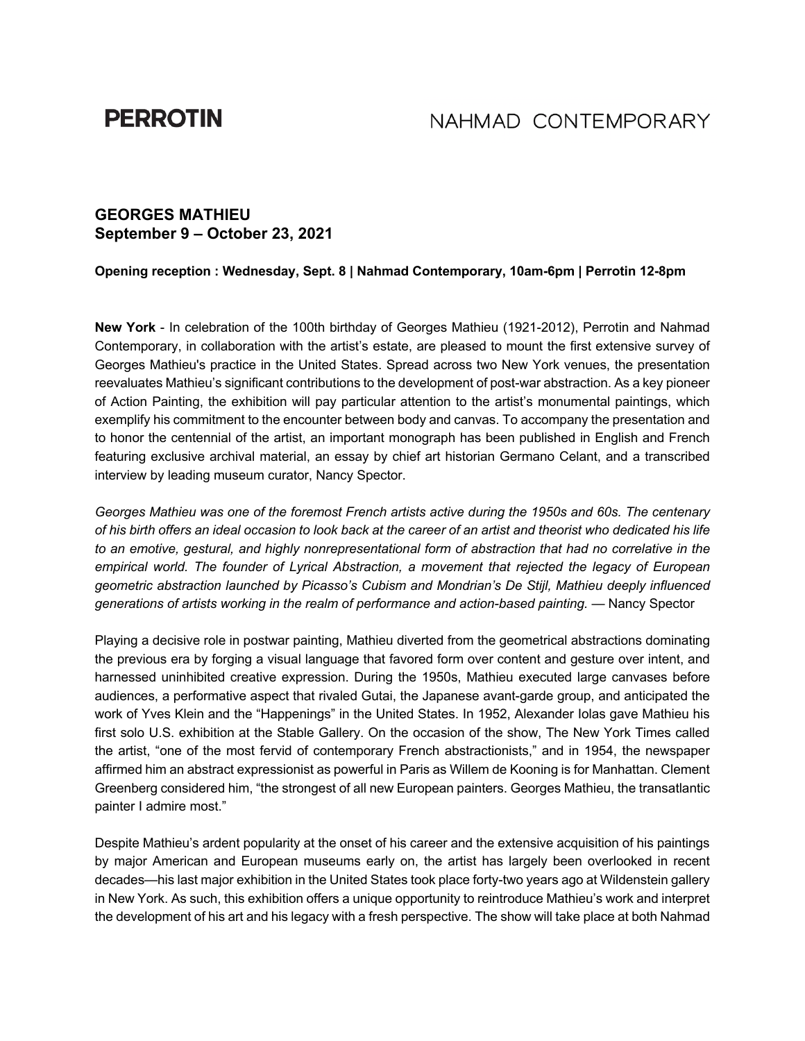**PERROTIN** NAHMAD CONTEMPORARY

## GEORGES MATHIEU
## September 9 – October 23, 2021

**Opening reception : Wednesday, Sept. 8 | Nahmad Contemporary, 10am-6pm | Perrotin 12-8pm**

**New York** - In celebration of the 100th birthday of Georges Mathieu (1921-2012), Perrotin and Nahmad Contemporary, in collaboration with the artist's estate, are pleased to mount the first extensive survey of Georges Mathieu's practice in the United States. Spread across two New York venues, the presentation reevaluates Mathieu's significant contributions to the development of post-war abstraction. As a key pioneer of Action Painting, the exhibition will pay particular attention to the artist's monumental paintings, which exemplify his commitment to the encounter between body and canvas. To accompany the presentation and to honor the centennial of the artist, an important monograph has been published in English and French featuring exclusive archival material, an essay by chief art historian Germano Celant, and a transcribed interview by leading museum curator, Nancy Spector.

*Georges Mathieu was one of the foremost French artists active during the 1950s and 60s. The centenary of his birth offers an ideal occasion to look back at the career of an artist and theorist who dedicated his life to an emotive, gestural, and highly nonrepresentational form of abstraction that had no correlative in the empirical world. The founder of Lyrical Abstraction, a movement that rejected the legacy of European geometric abstraction launched by Picasso's Cubism and Mondrian's De Stijl, Mathieu deeply influenced generations of artists working in the realm of performance and action-based painting.* — Nancy Spector

Playing a decisive role in postwar painting, Mathieu diverted from the geometrical abstractions dominating the previous era by forging a visual language that favored form over content and gesture over intent, and harnessed uninhibited creative expression. During the 1950s, Mathieu executed large canvases before audiences, a performative aspect that rivaled Gutai, the Japanese avant-garde group, and anticipated the work of Yves Klein and the "Happenings" in the United States. In 1952, Alexander Iolas gave Mathieu his first solo U.S. exhibition at the Stable Gallery. On the occasion of the show, The New York Times called the artist, "one of the most fervid of contemporary French abstractionists," and in 1954, the newspaper affirmed him an abstract expressionist as powerful in Paris as Willem de Kooning is for Manhattan. Clement Greenberg considered him, "the strongest of all new European painters. Georges Mathieu, the transatlantic painter I admire most."

Despite Mathieu's ardent popularity at the onset of his career and the extensive acquisition of his paintings by major American and European museums early on, the artist has largely been overlooked in recent decades—his last major exhibition in the United States took place forty-two years ago at Wildenstein gallery in New York. As such, this exhibition offers a unique opportunity to reintroduce Mathieu's work and interpret the development of his art and his legacy with a fresh perspective. The show will take place at both Nahmad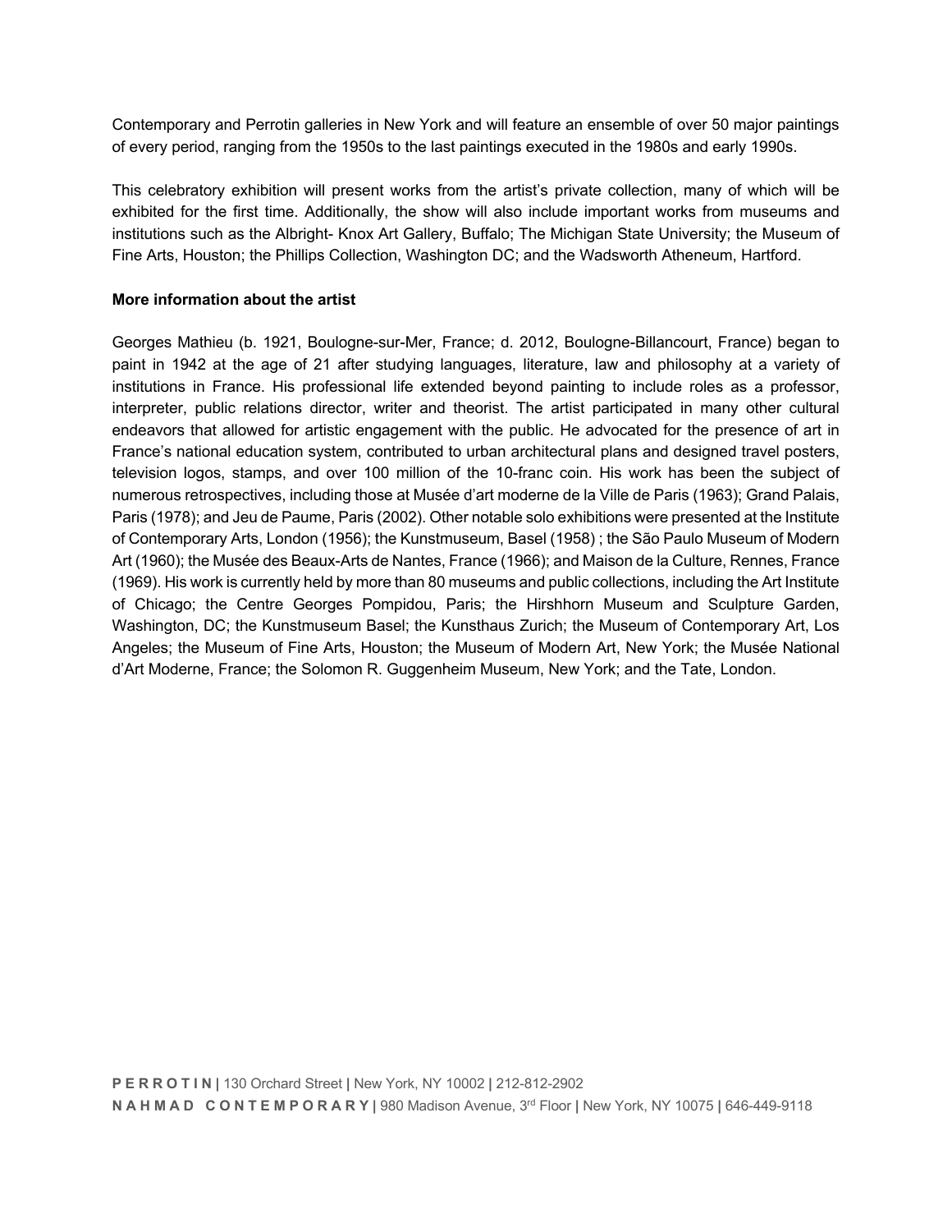Contemporary and Perrotin galleries in New York and will feature an ensemble of over 50 major paintings of every period, ranging from the 1950s to the last paintings executed in the 1980s and early 1990s.

This celebratory exhibition will present works from the artist's private collection, many of which will be exhibited for the first time. Additionally, the show will also include important works from museums and institutions such as the Albright- Knox Art Gallery, Buffalo; The Michigan State University; the Museum of Fine Arts, Houston; the Phillips Collection, Washington DC; and the Wadsworth Atheneum, Hartford.

**More information about the artist**

Georges Mathieu (b. 1921, Boulogne-sur-Mer, France; d. 2012, Boulogne-Billancourt, France) began to paint in 1942 at the age of 21 after studying languages, literature, law and philosophy at a variety of institutions in France. His professional life extended beyond painting to include roles as a professor, interpreter, public relations director, writer and theorist. The artist participated in many other cultural endeavors that allowed for artistic engagement with the public. He advocated for the presence of art in France's national education system, contributed to urban architectural plans and designed travel posters, television logos, stamps, and over 100 million of the 10-franc coin. His work has been the subject of numerous retrospectives, including those at Musée d'art moderne de la Ville de Paris (1963); Grand Palais, Paris (1978); and Jeu de Paume, Paris (2002). Other notable solo exhibitions were presented at the Institute of Contemporary Arts, London (1956); the Kunstmuseum, Basel (1958) ; the São Paulo Museum of Modern Art (1960); the Musée des Beaux-Arts de Nantes, France (1966); and Maison de la Culture, Rennes, France (1969). His work is currently held by more than 80 museums and public collections, including the Art Institute of Chicago; the Centre Georges Pompidou, Paris; the Hirshhorn Museum and Sculpture Garden, Washington, DC; the Kunstmuseum Basel; the Kunsthaus Zurich; the Museum of Contemporary Art, Los Angeles; the Museum of Fine Arts, Houston; the Museum of Modern Art, New York; the Musée National d'Art Moderne, France; the Solomon R. Guggenheim Museum, New York; and the Tate, London.

**PERROTIN |** 130 Orchard Street **|** New York, NY 10002 **|** 212-812-2902
**NAHMAD CONTEMPORARY |** 980 Madison Avenue, 3rd Floor **|** New York, NY 10075 **|** 646-449-9118